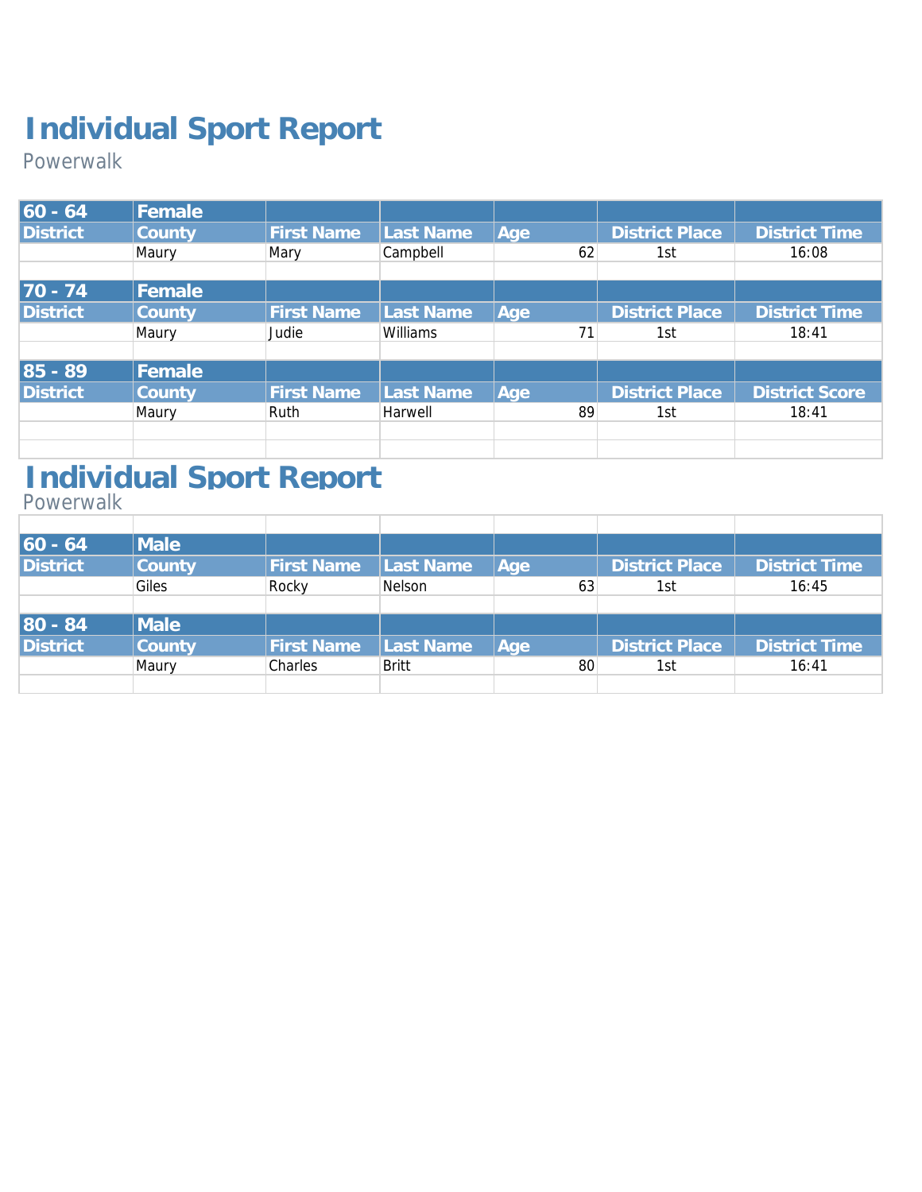# Individual Sport Report

Powerwalk

| 60 - 64 | Female | | | | | |
|---|---|---|---|---|---|---|
| District | County | First Name | Last Name | Age | District Place | District Time |
| | Maury | Mary | Campbell | 62 | 1st | 16:08 |

| 70 - 74 | Female | | | | | |
|---|---|---|---|---|---|---|
| District | County | First Name | Last Name | Age | District Place | District Time |
| | Maury | Judie | Williams | 71 | 1st | 18:41 |

| 85 - 89 | Female | | | | | |
|---|---|---|---|---|---|---|
| District | County | First Name | Last Name | Age | District Place | District Score |
| | Maury | Ruth | Harwell | 89 | 1st | 18:41 |

# Individual Sport Report

Powerwalk

| 60 - 64 | Male | | | | | |
|---|---|---|---|---|---|---|
| District | County | First Name | Last Name | Age | District Place | District Time |
| | Giles | Rocky | Nelson | 63 | 1st | 16:45 |

| 80 - 84 | Male | | | | | |
|---|---|---|---|---|---|---|
| District | County | First Name | Last Name | Age | District Place | District Time |
| | Maury | Charles | Britt | 80 | 1st | 16:41 |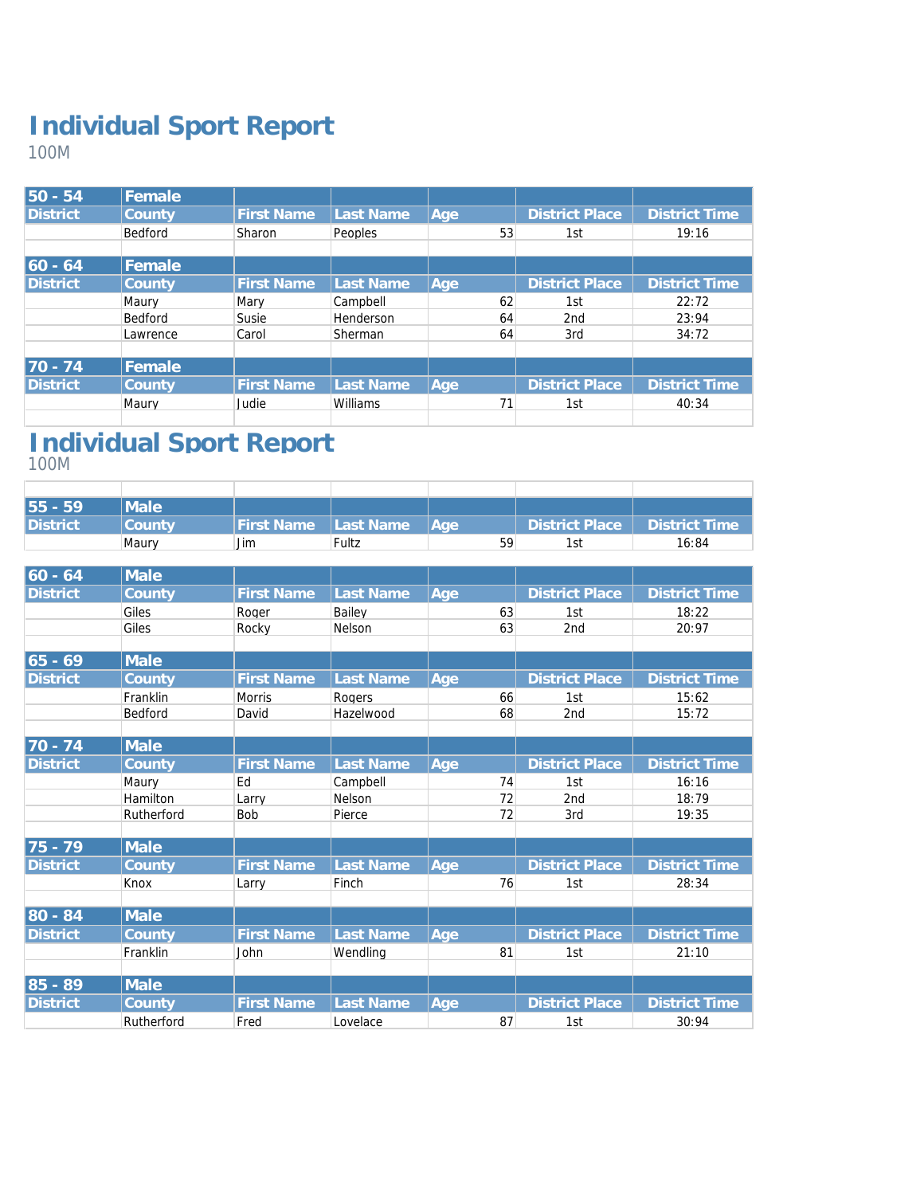# Individual Sport Report

100M

| 50 - 54 | Female | | | | | |
|---|---|---|---|---|---|---|
| District | County | First Name | Last Name | Age | District Place | District Time |
| | Bedford | Sharon | Peoples | 53 | 1st | 19:16 |

| 60 - 64 | Female | | | | | |
|---|---|---|---|---|---|---|
| District | County | First Name | Last Name | Age | District Place | District Time |
| | Maury | Mary | Campbell | 62 | 1st | 22:72 |
| | Bedford | Susie | Henderson | 64 | 2nd | 23:94 |
| | Lawrence | Carol | Sherman | 64 | 3rd | 34:72 |

| 70 - 74 | Female | | | | | |
|---|---|---|---|---|---|---|
| District | County | First Name | Last Name | Age | District Place | District Time |
| | Maury | Judie | Williams | 71 | 1st | 40:34 |

# Individual Sport Report

100M

| 55 - 59 | Male | | | | | |
|---|---|---|---|---|---|---|
| District | County | First Name | Last Name | Age | District Place | District Time |
| | Maury | Jim | Fultz | 59 | 1st | 16:84 |

| 60 - 64 | Male | | | | | |
|---|---|---|---|---|---|---|
| District | County | First Name | Last Name | Age | District Place | District Time |
| | Giles | Roger | Bailey | 63 | 1st | 18:22 |
| | Giles | Rocky | Nelson | 63 | 2nd | 20:97 |

| 65 - 69 | Male | | | | | |
|---|---|---|---|---|---|---|
| District | County | First Name | Last Name | Age | District Place | District Time |
| | Franklin | Morris | Rogers | 66 | 1st | 15:62 |
| | Bedford | David | Hazelwood | 68 | 2nd | 15:72 |

| 70 - 74 | Male | | | | | |
|---|---|---|---|---|---|---|
| District | County | First Name | Last Name | Age | District Place | District Time |
| | Maury | Ed | Campbell | 74 | 1st | 16:16 |
| | Hamilton | Larry | Nelson | 72 | 2nd | 18:79 |
| | Rutherford | Bob | Pierce | 72 | 3rd | 19:35 |

| 75 - 79 | Male | | | | | |
|---|---|---|---|---|---|---|
| District | County | First Name | Last Name | Age | District Place | District Time |
| | Knox | Larry | Finch | 76 | 1st | 28:34 |

| 80 - 84 | Male | | | | | |
|---|---|---|---|---|---|---|
| District | County | First Name | Last Name | Age | District Place | District Time |
| | Franklin | John | Wendling | 81 | 1st | 21:10 |

| 85 - 89 | Male | | | | | |
|---|---|---|---|---|---|---|
| District | County | First Name | Last Name | Age | District Place | District Time |
| | Rutherford | Fred | Lovelace | 87 | 1st | 30:94 |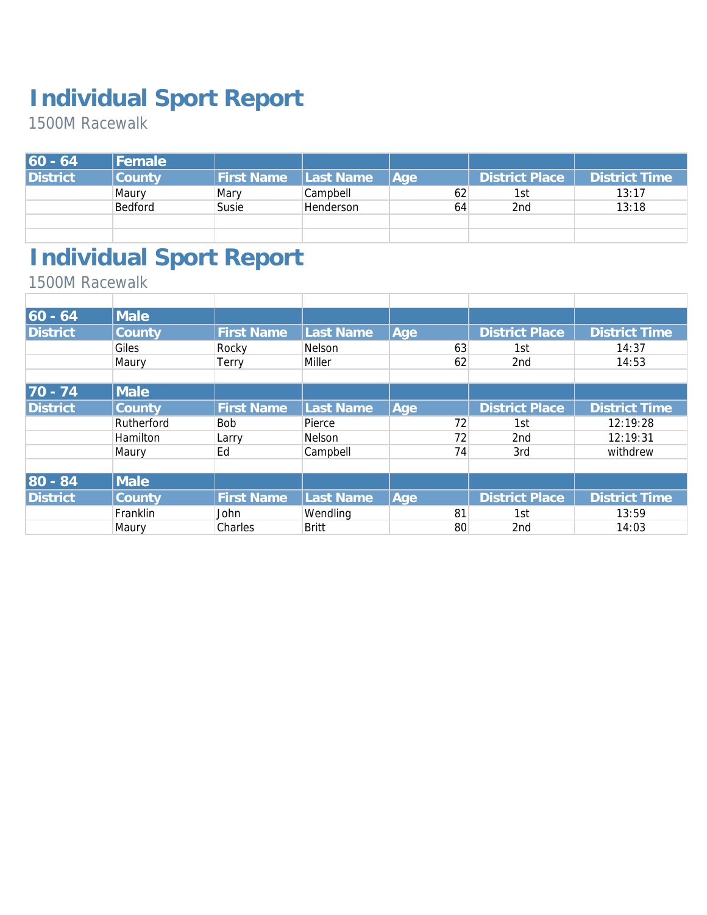# Individual Sport Report

1500M Racewalk

| 60 - 64 | Female | | | | | |
|---|---|---|---|---|---|---|
| District | County | First Name | Last Name | Age | District Place | District Time |
| | Maury | Mary | Campbell | 62 | 1st | 13:17 |
| | Bedford | Susie | Henderson | 64 | 2nd | 13:18 |

# Individual Sport Report

1500M Racewalk

| 60 - 64 | Male | | | | | |
|---|---|---|---|---|---|---|
| District | County | First Name | Last Name | Age | District Place | District Time |
| | Giles | Rocky | Nelson | 63 | 1st | 14:37 |
| | Maury | Terry | Miller | 62 | 2nd | 14:53 |
| | | | | | | |
| **70 - 74** | **Male** | | | | | |
| **District** | **County** | **First Name** | **Last Name** | **Age** | **District Place** | **District Time** |
| | Rutherford | Bob | Pierce | 72 | 1st | 12:19:28 |
| | Hamilton | Larry | Nelson | 72 | 2nd | 12:19:31 |
| | Maury | Ed | Campbell | 74 | 3rd | withdrew |
| | | | | | | |
| **80 - 84** | **Male** | | | | | |
| **District** | **County** | **First Name** | **Last Name** | **Age** | **District Place** | **District Time** |
| | Franklin | John | Wendling | 81 | 1st | 13:59 |
| | Maury | Charles | Britt | 80 | 2nd | 14:03 |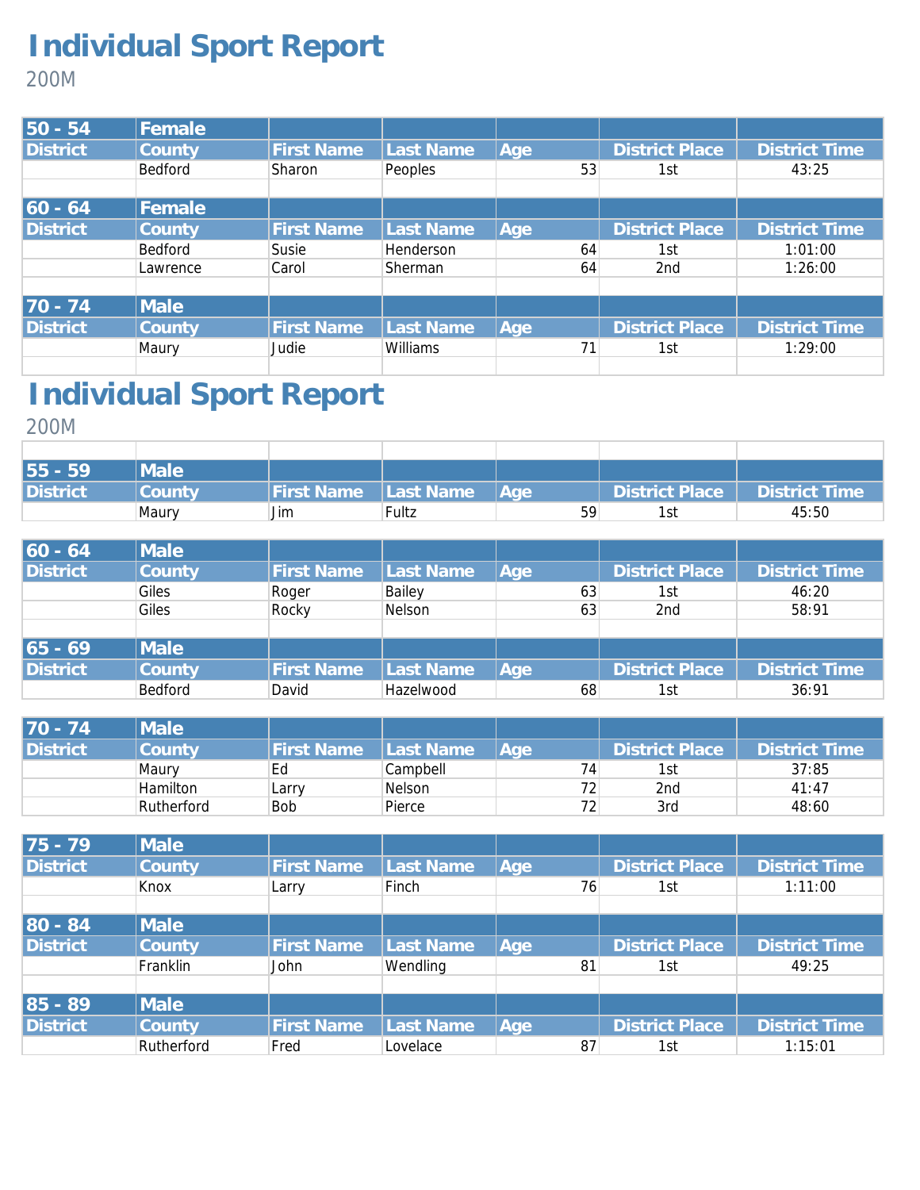# Individual Sport Report

200M

| 50 - 54 | Female | | | | | |
|---|---|---|---|---|---|---|
| District | County | First Name | Last Name | Age | District Place | District Time |
| | Bedford | Sharon | Peoples | 53 | 1st | 43:25 |

| 60 - 64 | Female | | | | | |
|---|---|---|---|---|---|---|
| District | County | First Name | Last Name | Age | District Place | District Time |
| | Bedford | Susie | Henderson | 64 | 1st | 1:01:00 |
| | Lawrence | Carol | Sherman | 64 | 2nd | 1:26:00 |

| 70 - 74 | Male | | | | | |
|---|---|---|---|---|---|---|
| District | County | First Name | Last Name | Age | District Place | District Time |
| | Maury | Judie | Williams | 71 | 1st | 1:29:00 |

# Individual Sport Report

200M

| 55 - 59 | Male | | | | | |
|---|---|---|---|---|---|---|
| District | County | First Name | Last Name | Age | District Place | District Time |
| | Maury | Jim | Fultz | 59 | 1st | 45:50 |

| 60 - 64 | Male | | | | | |
|---|---|---|---|---|---|---|
| District | County | First Name | Last Name | Age | District Place | District Time |
| | Giles | Roger | Bailey | 63 | 1st | 46:20 |
| | Giles | Rocky | Nelson | 63 | 2nd | 58:91 |

| 65 - 69 | Male | | | | | |
|---|---|---|---|---|---|---|
| District | County | First Name | Last Name | Age | District Place | District Time |
| | Bedford | David | Hazelwood | 68 | 1st | 36:91 |

| 70 - 74 | Male | | | | | |
|---|---|---|---|---|---|---|
| District | County | First Name | Last Name | Age | District Place | District Time |
| | Maury | Ed | Campbell | 74 | 1st | 37:85 |
| | Hamilton | Larry | Nelson | 72 | 2nd | 41:47 |
| | Rutherford | Bob | Pierce | 72 | 3rd | 48:60 |

| 75 - 79 | Male | | | | | |
|---|---|---|---|---|---|---|
| District | County | First Name | Last Name | Age | District Place | District Time |
| | Knox | Larry | Finch | 76 | 1st | 1:11:00 |

| 80 - 84 | Male | | | | | |
|---|---|---|---|---|---|---|
| District | County | First Name | Last Name | Age | District Place | District Time |
| | Franklin | John | Wendling | 81 | 1st | 49:25 |

| 85 - 89 | Male | | | | | |
|---|---|---|---|---|---|---|
| District | County | First Name | Last Name | Age | District Place | District Time |
| | Rutherford | Fred | Lovelace | 87 | 1st | 1:15:01 |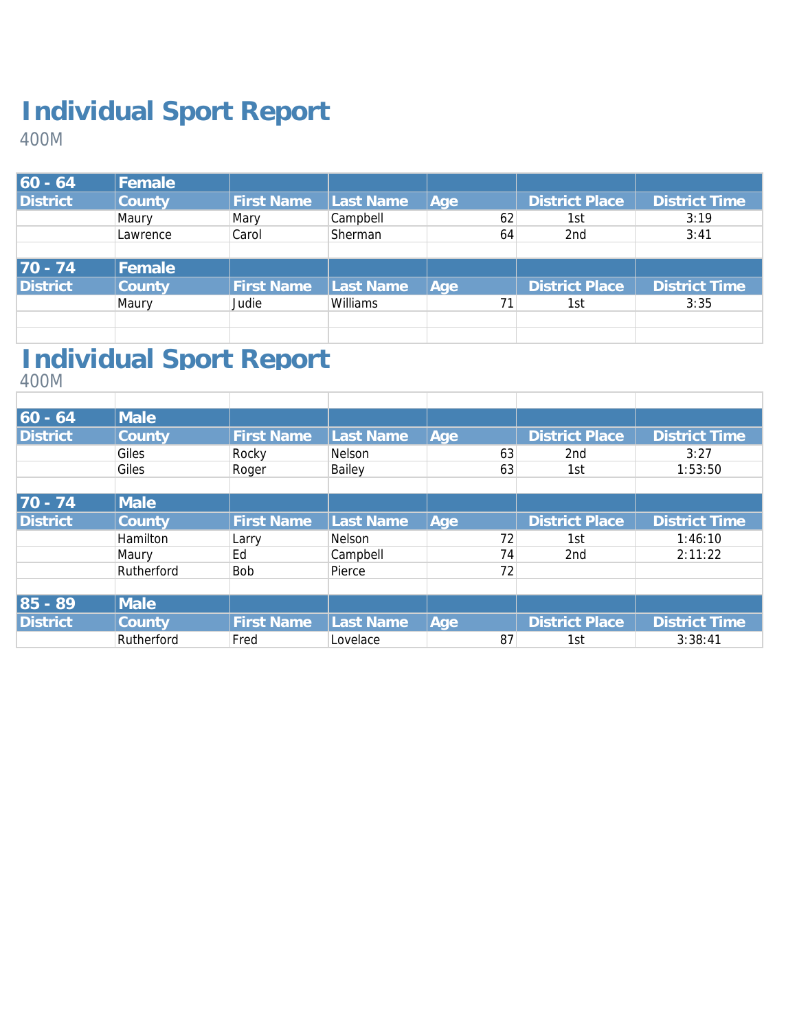# Individual Sport Report

400M

| 60 - 64 | Female | | | | | |
|---|---|---|---|---|---|---|
| District | County | First Name | Last Name | Age | District Place | District Time |
| | Maury | Mary | Campbell | 62 | 1st | 3:19 |
| | Lawrence | Carol | Sherman | 64 | 2nd | 3:41 |
| | | | | | | |
| **70 - 74** | **Female** | | | | | |
| **District** | **County** | **First Name** | **Last Name** | **Age** | **District Place** | **District Time** |
| | Maury | Judie | Williams | 71 | 1st | 3:35 |

# Individual Sport Report

400M

| 60 - 64 | Male | | | | | |
|---|---|---|---|---|---|---|
| District | County | First Name | Last Name | Age | District Place | District Time |
| | Giles | Rocky | Nelson | 63 | 2nd | 3:27 |
| | Giles | Roger | Bailey | 63 | 1st | 1:53:50 |
| | | | | | | |
| **70 - 74** | **Male** | | | | | |
| **District** | **County** | **First Name** | **Last Name** | **Age** | **District Place** | **District Time** |
| | Hamilton | Larry | Nelson | 72 | 1st | 1:46:10 |
| | Maury | Ed | Campbell | 74 | 2nd | 2:11:22 |
| | Rutherford | Bob | Pierce | 72 | | |
| | | | | | | |
| **85 - 89** | **Male** | | | | | |
| **District** | **County** | **First Name** | **Last Name** | **Age** | **District Place** | **District Time** |
| | Rutherford | Fred | Lovelace | 87 | 1st | 3:38:41 |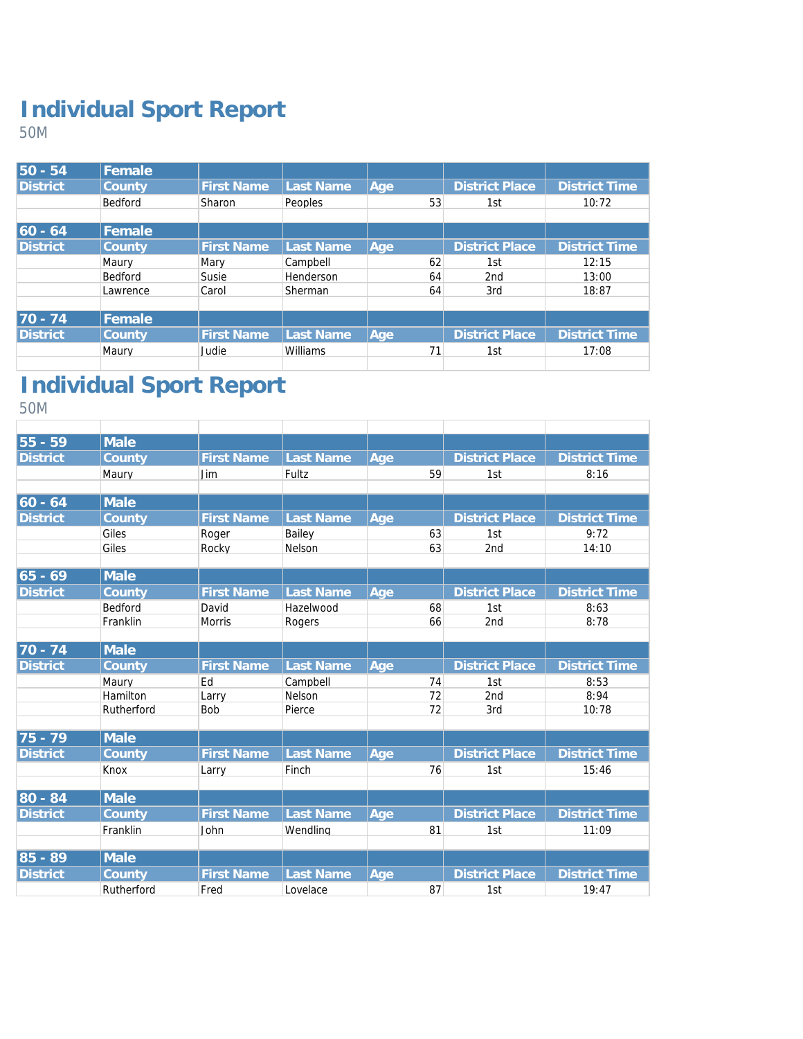# Individual Sport Report

50M

| 50 - 54 | Female | | | | | |
|---|---|---|---|---|---|---|
| District | County | First Name | Last Name | Age | District Place | District Time |
| | Bedford | Sharon | Peoples | 53 | 1st | 10:72 |

| 60 - 64 | Female | | | | | |
|---|---|---|---|---|---|---|
| District | County | First Name | Last Name | Age | District Place | District Time |
| | Maury | Mary | Campbell | 62 | 1st | 12:15 |
| | Bedford | Susie | Henderson | 64 | 2nd | 13:00 |
| | Lawrence | Carol | Sherman | 64 | 3rd | 18:87 |

| 70 - 74 | Female | | | | | |
|---|---|---|---|---|---|---|
| District | County | First Name | Last Name | Age | District Place | District Time |
| | Maury | Judie | Williams | 71 | 1st | 17:08 |

# Individual Sport Report

50M

| 55 - 59 | Male | | | | | |
|---|---|---|---|---|---|---|
| District | County | First Name | Last Name | Age | District Place | District Time |
| | Maury | Jim | Fultz | 59 | 1st | 8:16 |

| 60 - 64 | Male | | | | | |
|---|---|---|---|---|---|---|
| District | County | First Name | Last Name | Age | District Place | District Time |
| | Giles | Roger | Bailey | 63 | 1st | 9:72 |
| | Giles | Rocky | Nelson | 63 | 2nd | 14:10 |

| 65 - 69 | Male | | | | | |
|---|---|---|---|---|---|---|
| District | County | First Name | Last Name | Age | District Place | District Time |
| | Bedford | David | Hazelwood | 68 | 1st | 8:63 |
| | Franklin | Morris | Rogers | 66 | 2nd | 8:78 |

| 70 - 74 | Male | | | | | |
|---|---|---|---|---|---|---|
| District | County | First Name | Last Name | Age | District Place | District Time |
| | Maury | Ed | Campbell | 74 | 1st | 8:53 |
| | Hamilton | Larry | Nelson | 72 | 2nd | 8:94 |
| | Rutherford | Bob | Pierce | 72 | 3rd | 10:78 |

| 75 - 79 | Male | | | | | |
|---|---|---|---|---|---|---|
| District | County | First Name | Last Name | Age | District Place | District Time |
| | Knox | Larry | Finch | 76 | 1st | 15:46 |

| 80 - 84 | Male | | | | | |
|---|---|---|---|---|---|---|
| District | County | First Name | Last Name | Age | District Place | District Time |
| | Franklin | John | Wendling | 81 | 1st | 11:09 |

| 85 - 89 | Male | | | | | |
|---|---|---|---|---|---|---|
| District | County | First Name | Last Name | Age | District Place | District Time |
| | Rutherford | Fred | Lovelace | 87 | 1st | 19:47 |